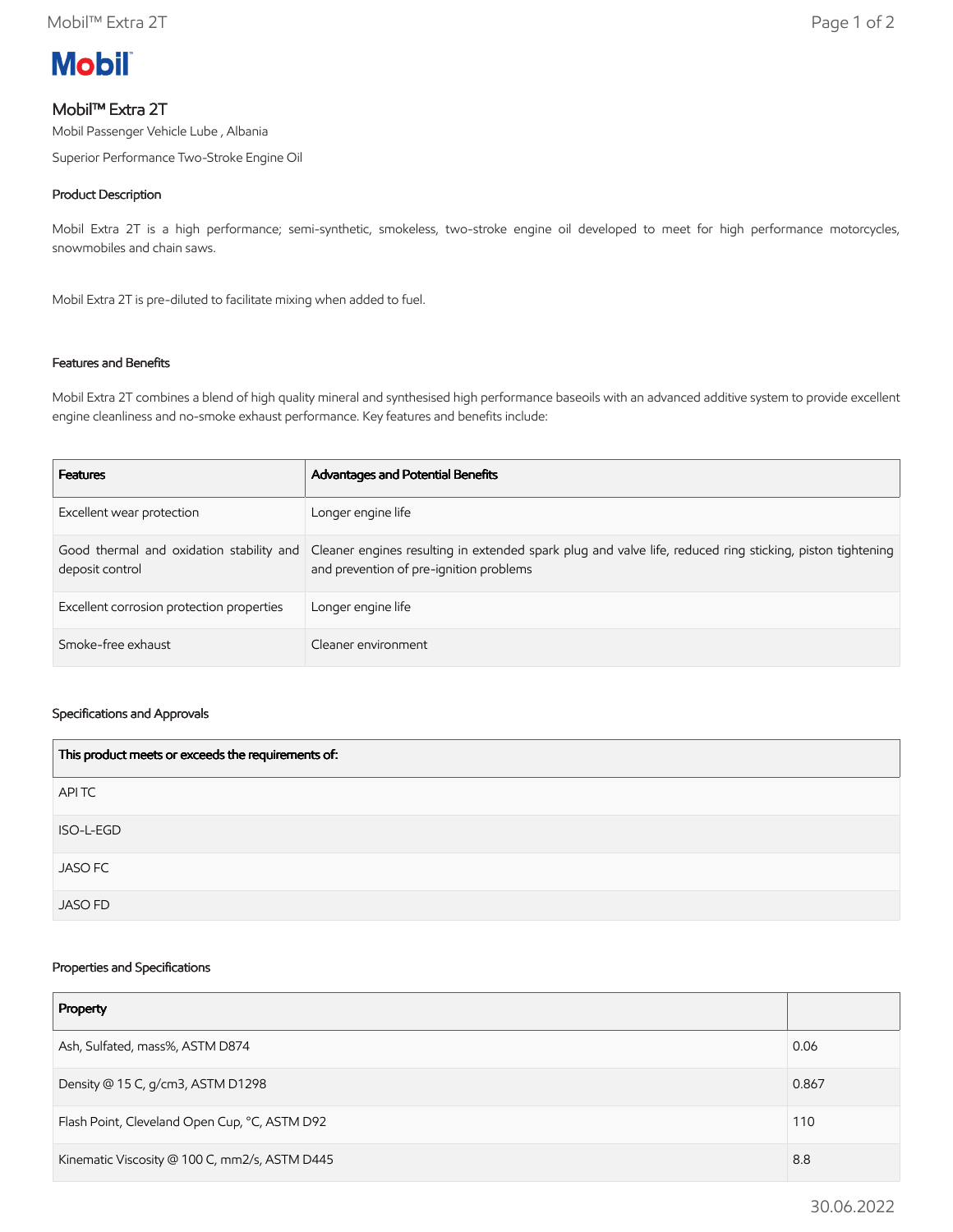# Mobil™ Extra 2T

Mobil Passenger Vehicle Lube , Albania

Superior Performance Two-Stroke Engine Oil

## Product Description

Mobil Extra 2T is a high performance; semi-synthetic, smokeless, two-stroke engine oil developed to meet for high performance motorcycles, snowmobiles and chain saws.

Mobil Extra 2T is pre-diluted to facilitate mixing when added to fuel.

## Features and Benefits

Mobil Extra 2T combines a blend of high quality mineral and synthesised high performance baseoils with an advanced additive system to provide excellent engine cleanliness and no-smoke exhaust performance. Key features and benefits include:

| Features | Advantages and Potential Benefits |
| --- | --- |
| Excellent wear protection | Longer engine life |
| Good thermal and oxidation stability and deposit control | Cleaner engines resulting in extended spark plug and valve life, reduced ring sticking, piston tightening and prevention of pre-ignition problems |
| Excellent corrosion protection properties | Longer engine life |
| Smoke-free exhaust | Cleaner environment |

## Specifications and Approvals

| This product meets or exceeds the requirements of: |
| --- |
| API TC |
| ISO-L-EGD |
| JASO FC |
| JASO FD |

## Properties and Specifications

| Property | |
| --- | --- |
| Ash, Sulfated, mass%, ASTM D874 | 0.06 |
| Density @ 15 C, g/cm3, ASTM D1298 | 0.867 |
| Flash Point, Cleveland Open Cup, °C, ASTM D92 | 110 |
| Kinematic Viscosity @ 100 C, mm2/s, ASTM D445 | 8.8 |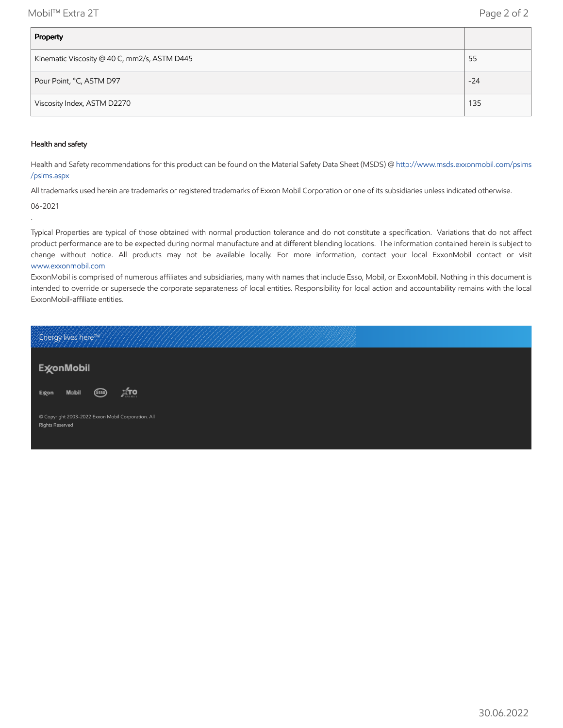| Property | |
|---|---|
| Kinematic Viscosity @ 40 C, mm2/s, ASTM D445 | 55 |
| Pour Point, °C, ASTM D97 | -24 |
| Viscosity Index, ASTM D2270 | 135 |

### Health and safety

Health and Safety recommendations for this product can be found on the Material Safety Data Sheet (MSDS) @ http://www.msds.exxonmobil.com/psims/psims.aspx

All trademarks used herein are trademarks or registered trademarks of Exxon Mobil Corporation or one of its subsidiaries unless indicated otherwise.

06-2021

.

Typical Properties are typical of those obtained with normal production tolerance and do not constitute a specification. Variations that do not affect product performance are to be expected during normal manufacture and at different blending locations. The information contained herein is subject to change without notice. All products may not be available locally. For more information, contact your local ExxonMobil contact or visit www.exxonmobil.com

ExxonMobil is comprised of numerous affiliates and subsidiaries, many with names that include Esso, Mobil, or ExxonMobil. Nothing in this document is intended to override or supersede the corporate separateness of local entities. Responsibility for local action and accountability remains with the local ExxonMobil-affiliate entities.

Energy lives here™

ExxonMobil

Exxon Mobil Esso XTO

© Copyright 2003-2022 Exxon Mobil Corporation. All Rights Reserved

30.06.2022